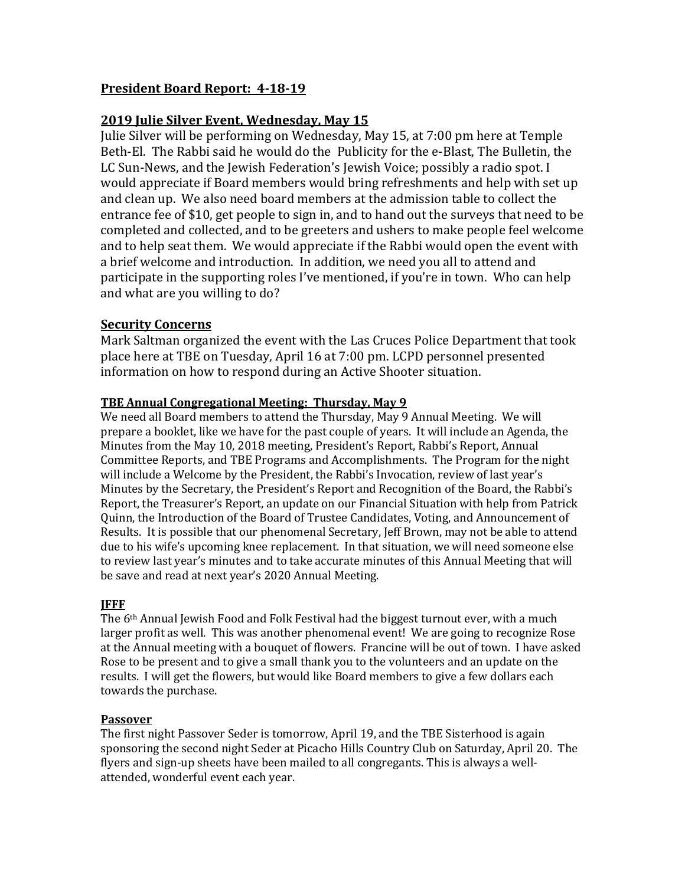## President Board Report: 4-18-19

### 2019 Julie Silver Event, Wednesday, May 15

Julie Silver will be performing on Wednesday, May 15, at 7:00 pm here at Temple Beth-El. The Rabbi said he would do the Publicity for the e-Blast, The Bulletin, the LC Sun-News, and the Jewish Federation's Jewish Voice; possibly a radio spot. I would appreciate if Board members would bring refreshments and help with set up and clean up. We also need board members at the admission table to collect the entrance fee of $10, get people to sign in, and to hand out the surveys that need to be completed and collected, and to be greeters and ushers to make people feel welcome and to help seat them. We would appreciate if the Rabbi would open the event with a brief welcome and introduction. In addition, we need you all to attend and participate in the supporting roles I've mentioned, if you're in town. Who can help and what are you willing to do?

### Security Concerns

Mark Saltman organized the event with the Las Cruces Police Department that took place here at TBE on Tuesday, April 16 at 7:00 pm. LCPD personnel presented information on how to respond during an Active Shooter situation.

#### TBE Annual Congregational Meeting: Thursday, May 9

We need all Board members to attend the Thursday, May 9 Annual Meeting. We will prepare a booklet, like we have for the past couple of years. It will include an Agenda, the Minutes from the May 10, 2018 meeting, President's Report, Rabbi's Report, Annual Committee Reports, and TBE Programs and Accomplishments. The Program for the night will include a Welcome by the President, the Rabbi's Invocation, review of last year's Minutes by the Secretary, the President's Report and Recognition of the Board, the Rabbi's Report, the Treasurer's Report, an update on our Financial Situation with help from Patrick Quinn, the Introduction of the Board of Trustee Candidates, Voting, and Announcement of Results. It is possible that our phenomenal Secretary, Jeff Brown, may not be able to attend due to his wife's upcoming knee replacement. In that situation, we will need someone else to review last year's minutes and to take accurate minutes of this Annual Meeting that will be save and read at next year's 2020 Annual Meeting.

#### JFFF

The 6th Annual Jewish Food and Folk Festival had the biggest turnout ever, with a much larger profit as well. This was another phenomenal event! We are going to recognize Rose at the Annual meeting with a bouquet of flowers. Francine will be out of town. I have asked Rose to be present and to give a small thank you to the volunteers and an update on the results. I will get the flowers, but would like Board members to give a few dollars each towards the purchase.

#### Passover

The first night Passover Seder is tomorrow, April 19, and the TBE Sisterhood is again sponsoring the second night Seder at Picacho Hills Country Club on Saturday, April 20. The flyers and sign-up sheets have been mailed to all congregants. This is always a well-attended, wonderful event each year.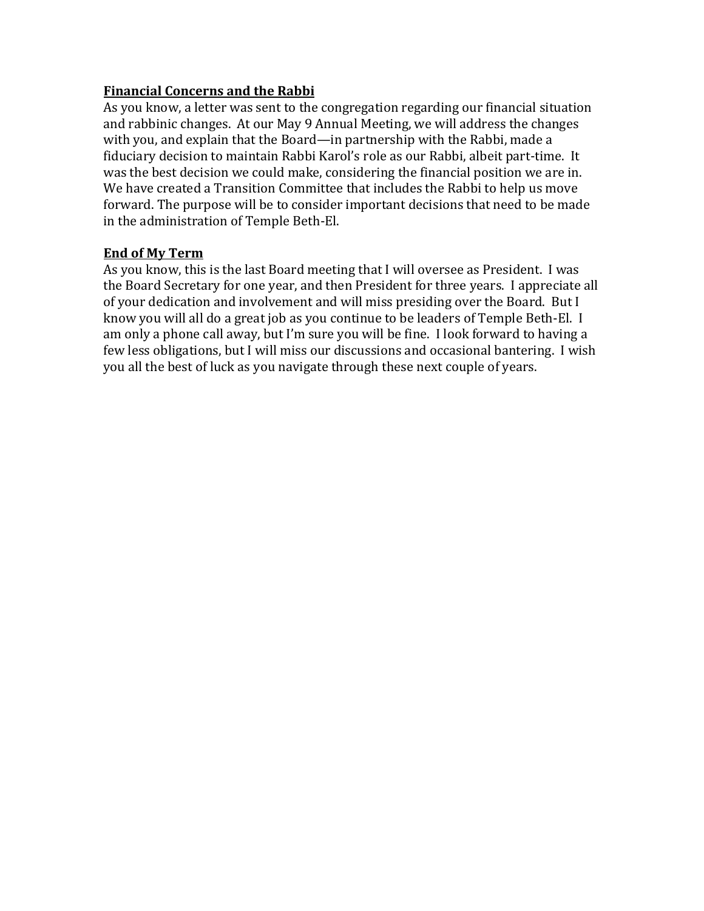**Financial Concerns and the Rabbi**

As you know, a letter was sent to the congregation regarding our financial situation and rabbinic changes. At our May 9 Annual Meeting, we will address the changes with you, and explain that the Board—in partnership with the Rabbi, made a fiduciary decision to maintain Rabbi Karol's role as our Rabbi, albeit part-time. It was the best decision we could make, considering the financial position we are in. We have created a Transition Committee that includes the Rabbi to help us move forward. The purpose will be to consider important decisions that need to be made in the administration of Temple Beth-El.

**End of My Term**

As you know, this is the last Board meeting that I will oversee as President. I was the Board Secretary for one year, and then President for three years. I appreciate all of your dedication and involvement and will miss presiding over the Board. But I know you will all do a great job as you continue to be leaders of Temple Beth-El. I am only a phone call away, but I'm sure you will be fine. I look forward to having a few less obligations, but I will miss our discussions and occasional bantering. I wish you all the best of luck as you navigate through these next couple of years.